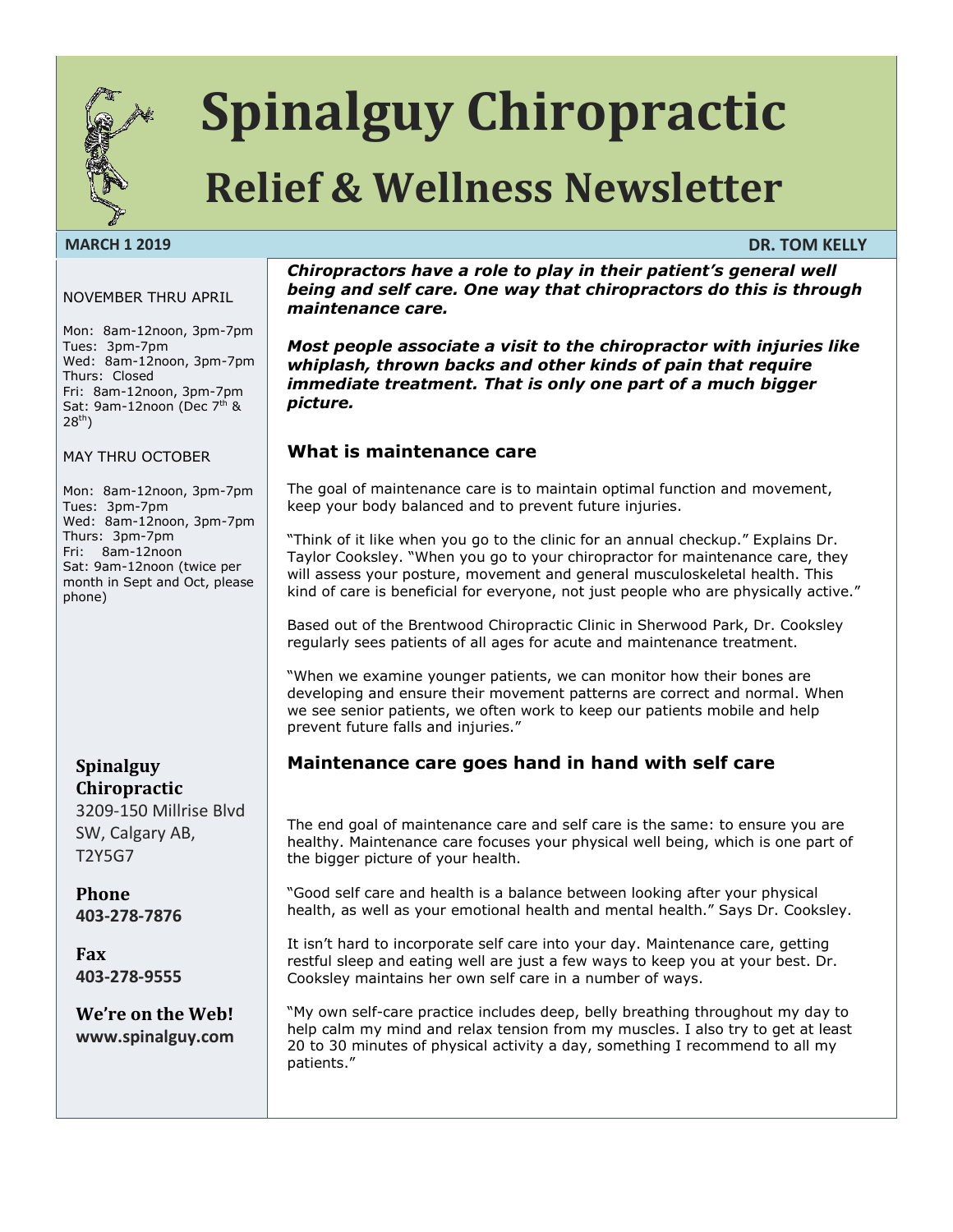# Spinalguy Chiropractic

## Relief & Wellness Newsletter

**MARCH 1 2019** **DR. TOM KELLY**

NOVEMBER THRU APRIL

Mon: 8am-12noon, 3pm-7pm
Tues: 3pm-7pm
Wed: 8am-12noon, 3pm-7pm
Thurs: Closed
Fri: 8am-12noon, 3pm-7pm
Sat: 9am-12noon (Dec 7th & 28th)

MAY THRU OCTOBER

Mon: 8am-12noon, 3pm-7pm
Tues: 3pm-7pm
Wed: 8am-12noon, 3pm-7pm
Thurs: 3pm-7pm
Fri: 8am-12noon
Sat: 9am-12noon (twice per month in Sept and Oct, please phone)

**Spinalguy Chiropractic**
3209-150 Millrise Blvd SW, Calgary AB, T2Y5G7

**Phone**
**403-278-7876**

**Fax**
**403-278-9555**

**We're on the Web!**
**www.spinalguy.com**

***Chiropractors have a role to play in their patient's general well being and self care. One way that chiropractors do this is through maintenance care.***

***Most people associate a visit to the chiropractor with injuries like whiplash, thrown backs and other kinds of pain that require immediate treatment. That is only one part of a much bigger picture.***

### What is maintenance care

The goal of maintenance care is to maintain optimal function and movement, keep your body balanced and to prevent future injuries.

"Think of it like when you go to the clinic for an annual checkup." Explains Dr. Taylor Cooksley. "When you go to your chiropractor for maintenance care, they will assess your posture, movement and general musculoskeletal health. This kind of care is beneficial for everyone, not just people who are physically active."

Based out of the Brentwood Chiropractic Clinic in Sherwood Park, Dr. Cooksley regularly sees patients of all ages for acute and maintenance treatment.

"When we examine younger patients, we can monitor how their bones are developing and ensure their movement patterns are correct and normal. When we see senior patients, we often work to keep our patients mobile and help prevent future falls and injuries."

### Maintenance care goes hand in hand with self care

The end goal of maintenance care and self care is the same: to ensure you are healthy. Maintenance care focuses your physical well being, which is one part of the bigger picture of your health.

"Good self care and health is a balance between looking after your physical health, as well as your emotional health and mental health." Says Dr. Cooksley.

It isn't hard to incorporate self care into your day. Maintenance care, getting restful sleep and eating well are just a few ways to keep you at your best. Dr. Cooksley maintains her own self care in a number of ways.

"My own self-care practice includes deep, belly breathing throughout my day to help calm my mind and relax tension from my muscles. I also try to get at least 20 to 30 minutes of physical activity a day, something I recommend to all my patients."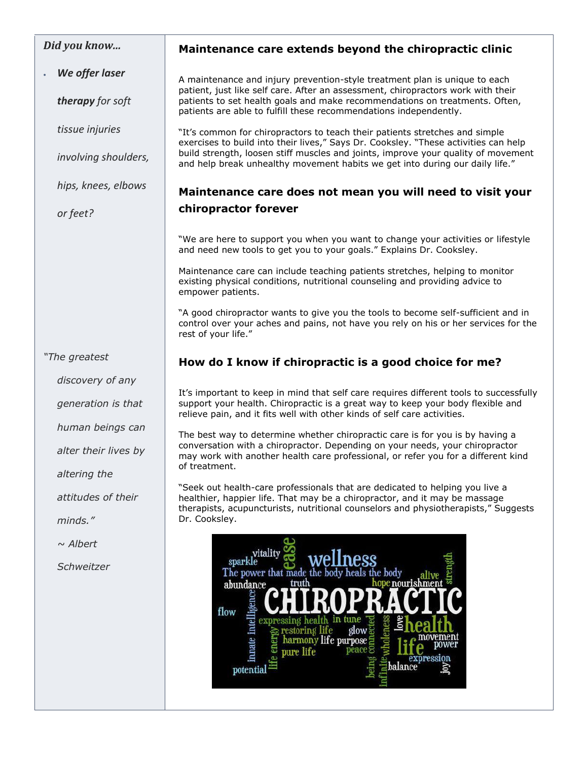*Did you know…*

- ***We offer laser therapy*** *for soft tissue injuries involving shoulders, hips, knees, elbows or feet?*

*"The greatest discovery of any generation is that human beings can alter their lives by altering the attitudes of their minds."*

*~ Albert Schweitzer*

## Maintenance care extends beyond the chiropractic clinic

A maintenance and injury prevention-style treatment plan is unique to each patient, just like self care. After an assessment, chiropractors work with their patients to set health goals and make recommendations on treatments. Often, patients are able to fulfill these recommendations independently.

"It's common for chiropractors to teach their patients stretches and simple exercises to build into their lives," Says Dr. Cooksley. "These activities can help build strength, loosen stiff muscles and joints, improve your quality of movement and help break unhealthy movement habits we get into during our daily life."

## Maintenance care does not mean you will need to visit your chiropractor forever

"We are here to support you when you want to change your activities or lifestyle and need new tools to get you to your goals." Explains Dr. Cooksley.

Maintenance care can include teaching patients stretches, helping to monitor existing physical conditions, nutritional counseling and providing advice to empower patients.

"A good chiropractor wants to give you the tools to become self-sufficient and in control over your aches and pains, not have you rely on his or her services for the rest of your life."

## How do I know if chiropractic is a good choice for me?

It's important to keep in mind that self care requires different tools to successfully support your health. Chiropractic is a great way to keep your body flexible and relieve pain, and it fits well with other kinds of self care activities.

The best way to determine whether chiropractic care is for you is by having a conversation with a chiropractor. Depending on your needs, your chiropractor may work with another health care professional, or refer you for a different kind of treatment.

"Seek out health-care professionals that are dedicated to helping you live a healthier, happier life. That may be a chiropractor, and it may be massage therapists, acupuncturists, nutritional counselors and physiotherapists," Suggests Dr. Cooksley.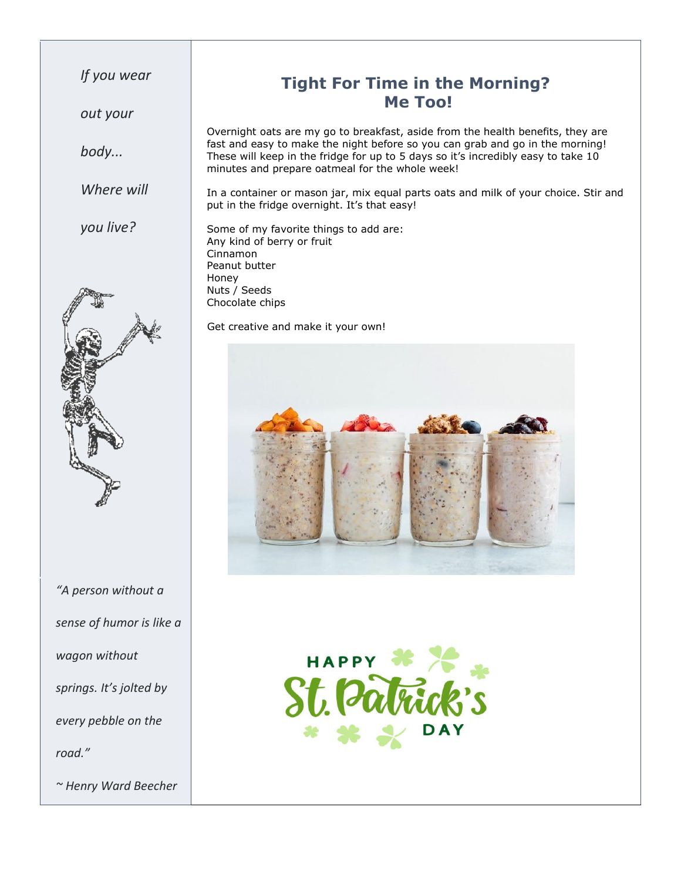*If you wear out your body... Where will you live?*

*"A person without a sense of humor is like a wagon without springs. It's jolted by every pebble on the road."*

*~ Henry Ward Beecher*

## Tight For Time in the Morning? Me Too!

Overnight oats are my go to breakfast, aside from the health benefits, they are fast and easy to make the night before so you can grab and go in the morning! These will keep in the fridge for up to 5 days so it's incredibly easy to take 10 minutes and prepare oatmeal for the whole week!

In a container or mason jar, mix equal parts oats and milk of your choice. Stir and put in the fridge overnight. It's that easy!

Some of my favorite things to add are:
Any kind of berry or fruit
Cinnamon
Peanut butter
Honey
Nuts / Seeds
Chocolate chips

Get creative and make it your own!

HAPPY St. Patrick's DAY